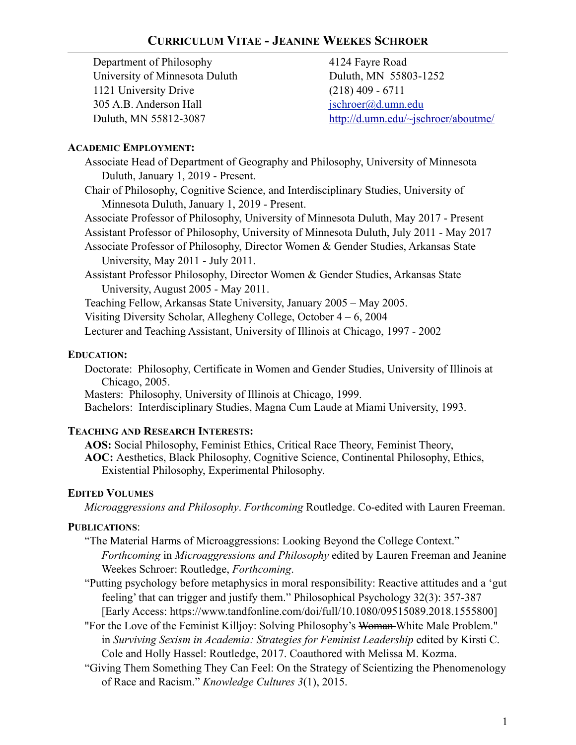# CURRICULUM VITAE - JEANINE WEEKES SCHROER

Department of Philosophy
University of Minnesota Duluth
1121 University Drive
305 A.B. Anderson Hall
Duluth, MN 55812-3087

4124 Fayre Road
Duluth, MN 55803-1252
(218) 409 - 6711
jschroer@d.umn.edu
http://d.umn.edu/~jschroer/aboutme/

## ACADEMIC EMPLOYMENT:

Associate Head of Department of Geography and Philosophy, University of Minnesota Duluth, January 1, 2019 - Present.

Chair of Philosophy, Cognitive Science, and Interdisciplinary Studies, University of Minnesota Duluth, January 1, 2019 - Present.

Associate Professor of Philosophy, University of Minnesota Duluth, May 2017 - Present

Assistant Professor of Philosophy, University of Minnesota Duluth, July 2011 - May 2017

Associate Professor of Philosophy, Director Women & Gender Studies, Arkansas State University, May 2011 - July 2011.

Assistant Professor Philosophy, Director Women & Gender Studies, Arkansas State University, August 2005 - May 2011.

Teaching Fellow, Arkansas State University, January 2005 – May 2005.

Visiting Diversity Scholar, Allegheny College, October 4 – 6, 2004

Lecturer and Teaching Assistant, University of Illinois at Chicago, 1997 - 2002

## EDUCATION:

Doctorate: Philosophy, Certificate in Women and Gender Studies, University of Illinois at Chicago, 2005.

Masters: Philosophy, University of Illinois at Chicago, 1999.

Bachelors: Interdisciplinary Studies, Magna Cum Laude at Miami University, 1993.

## TEACHING AND RESEARCH INTERESTS:

**AOS:** Social Philosophy, Feminist Ethics, Critical Race Theory, Feminist Theory,

**AOC:** Aesthetics, Black Philosophy, Cognitive Science, Continental Philosophy, Ethics, Existential Philosophy, Experimental Philosophy.

## EDITED VOLUMES

*Microaggressions and Philosophy*. *Forthcoming* Routledge. Co-edited with Lauren Freeman.

## PUBLICATIONS:

"The Material Harms of Microaggressions: Looking Beyond the College Context." *Forthcoming* in *Microaggressions and Philosophy* edited by Lauren Freeman and Jeanine Weekes Schroer: Routledge, *Forthcoming*.

"Putting psychology before metaphysics in moral responsibility: Reactive attitudes and a 'gut feeling' that can trigger and justify them." Philosophical Psychology 32(3): 357-387 [Early Access: https://www.tandfonline.com/doi/full/10.1080/09515089.2018.1555800]

"For the Love of the Feminist Killjoy: Solving Philosophy's ~~Woman~~ White Male Problem." in *Surviving Sexism in Academia: Strategies for Feminist Leadership* edited by Kirsti C. Cole and Holly Hassel: Routledge, 2017. Coauthored with Melissa M. Kozma.

"Giving Them Something They Can Feel: On the Strategy of Scientizing the Phenomenology of Race and Racism." *Knowledge Cultures 3*(1), 2015.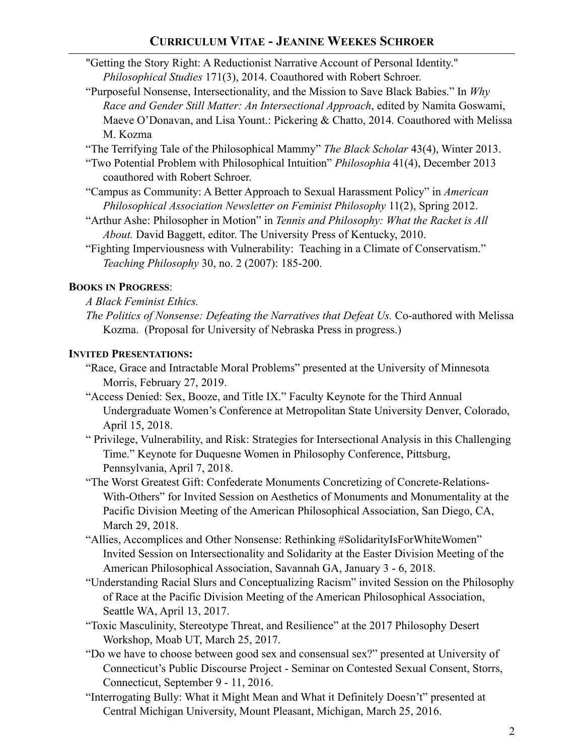"Getting the Story Right: A Reductionist Narrative Account of Personal Identity." *Philosophical Studies* 171(3), 2014. Coauthored with Robert Schroer.

"Purposeful Nonsense, Intersectionality, and the Mission to Save Black Babies." In *Why Race and Gender Still Matter: An Intersectional Approach*, edited by Namita Goswami, Maeve O'Donavan, and Lisa Yount.: Pickering & Chatto, 2014. Coauthored with Melissa M. Kozma

"The Terrifying Tale of the Philosophical Mammy" *The Black Scholar* 43(4), Winter 2013.

"Two Potential Problem with Philosophical Intuition" *Philosophia* 41(4), December 2013 coauthored with Robert Schroer.

"Campus as Community: A Better Approach to Sexual Harassment Policy" in *American Philosophical Association Newsletter on Feminist Philosophy* 11(2), Spring 2012.

"Arthur Ashe: Philosopher in Motion" in *Tennis and Philosophy: What the Racket is All About.* David Baggett, editor. The University Press of Kentucky, 2010.

"Fighting Imperviousness with Vulnerability: Teaching in a Climate of Conservatism." *Teaching Philosophy* 30, no. 2 (2007): 185-200.

**Books in Progress**:

*A Black Feminist Ethics.*

*The Politics of Nonsense: Defeating the Narratives that Defeat Us.* Co-authored with Melissa Kozma. (Proposal for University of Nebraska Press in progress.)

**Invited Presentations:**

"Race, Grace and Intractable Moral Problems" presented at the University of Minnesota Morris, February 27, 2019.

"Access Denied: Sex, Booze, and Title IX." Faculty Keynote for the Third Annual Undergraduate Women's Conference at Metropolitan State University Denver, Colorado, April 15, 2018.

" Privilege, Vulnerability, and Risk: Strategies for Intersectional Analysis in this Challenging Time." Keynote for Duquesne Women in Philosophy Conference, Pittsburg, Pennsylvania, April 7, 2018.

"The Worst Greatest Gift: Confederate Monuments Concretizing of Concrete-Relations-With-Others" for Invited Session on Aesthetics of Monuments and Monumentality at the Pacific Division Meeting of the American Philosophical Association, San Diego, CA, March 29, 2018.

"Allies, Accomplices and Other Nonsense: Rethinking #SolidarityIsForWhiteWomen" Invited Session on Intersectionality and Solidarity at the Easter Division Meeting of the American Philosophical Association, Savannah GA, January 3 - 6, 2018.

"Understanding Racial Slurs and Conceptualizing Racism" invited Session on the Philosophy of Race at the Pacific Division Meeting of the American Philosophical Association, Seattle WA, April 13, 2017.

"Toxic Masculinity, Stereotype Threat, and Resilience" at the 2017 Philosophy Desert Workshop, Moab UT, March 25, 2017.

"Do we have to choose between good sex and consensual sex?" presented at University of Connecticut's Public Discourse Project - Seminar on Contested Sexual Consent, Storrs, Connecticut, September 9 - 11, 2016.

"Interrogating Bully: What it Might Mean and What it Definitely Doesn't" presented at Central Michigan University, Mount Pleasant, Michigan, March 25, 2016.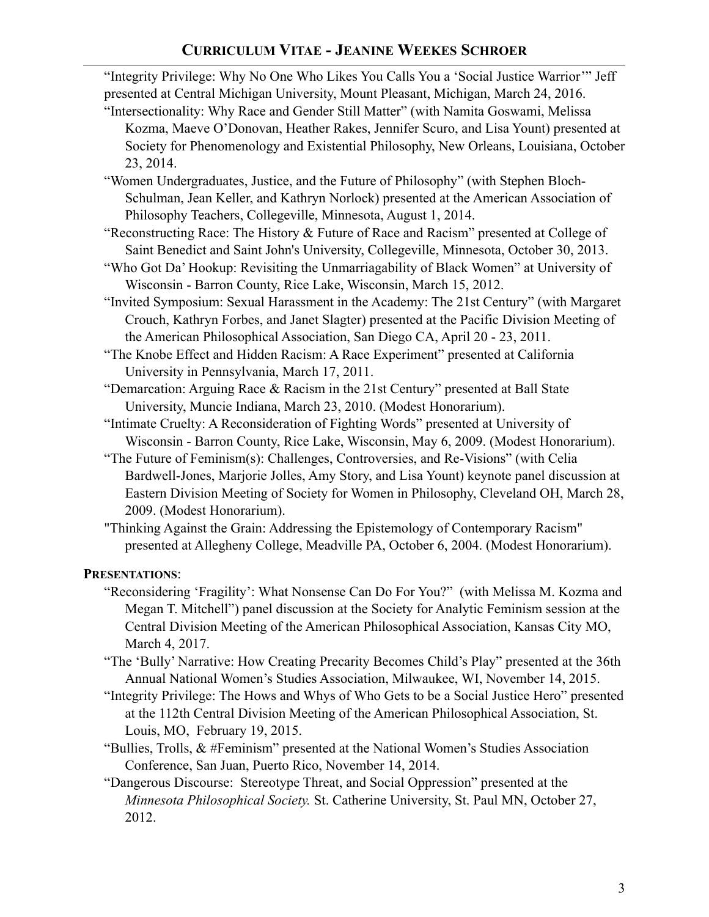“Integrity Privilege: Why No One Who Likes You Calls You a ‘Social Justice Warrior’” Jeff presented at Central Michigan University, Mount Pleasant, Michigan, March 24, 2016.

“Intersectionality: Why Race and Gender Still Matter” (with Namita Goswami, Melissa Kozma, Maeve O’Donovan, Heather Rakes, Jennifer Scuro, and Lisa Yount) presented at Society for Phenomenology and Existential Philosophy, New Orleans, Louisiana, October 23, 2014.

“Women Undergraduates, Justice, and the Future of Philosophy” (with Stephen Bloch-Schulman, Jean Keller, and Kathryn Norlock) presented at the American Association of Philosophy Teachers, Collegeville, Minnesota, August 1, 2014.

“Reconstructing Race: The History & Future of Race and Racism” presented at College of Saint Benedict and Saint John's University, Collegeville, Minnesota, October 30, 2013.

“Who Got Da’ Hookup: Revisiting the Unmarriagability of Black Women” at University of Wisconsin - Barron County, Rice Lake, Wisconsin, March 15, 2012.

“Invited Symposium: Sexual Harassment in the Academy: The 21st Century” (with Margaret Crouch, Kathryn Forbes, and Janet Slagter) presented at the Pacific Division Meeting of the American Philosophical Association, San Diego CA, April 20 - 23, 2011.

“The Knobe Effect and Hidden Racism: A Race Experiment” presented at California University in Pennsylvania, March 17, 2011.

“Demarcation: Arguing Race & Racism in the 21st Century” presented at Ball State University, Muncie Indiana, March 23, 2010. (Modest Honorarium).

“Intimate Cruelty: A Reconsideration of Fighting Words” presented at University of Wisconsin - Barron County, Rice Lake, Wisconsin, May 6, 2009. (Modest Honorarium).

“The Future of Feminism(s): Challenges, Controversies, and Re-Visions” (with Celia Bardwell-Jones, Marjorie Jolles, Amy Story, and Lisa Yount) keynote panel discussion at Eastern Division Meeting of Society for Women in Philosophy, Cleveland OH, March 28, 2009. (Modest Honorarium).

"Thinking Against the Grain: Addressing the Epistemology of Contemporary Racism" presented at Allegheny College, Meadville PA, October 6, 2004. (Modest Honorarium).

**PRESENTATIONS**:

“Reconsidering ‘Fragility’: What Nonsense Can Do For You?” (with Melissa M. Kozma and Megan T. Mitchell”) panel discussion at the Society for Analytic Feminism session at the Central Division Meeting of the American Philosophical Association, Kansas City MO, March 4, 2017.

“The ‘Bully’ Narrative: How Creating Precarity Becomes Child’s Play” presented at the 36th Annual National Women’s Studies Association, Milwaukee, WI, November 14, 2015.

“Integrity Privilege: The Hows and Whys of Who Gets to be a Social Justice Hero” presented at the 112th Central Division Meeting of the American Philosophical Association, St. Louis, MO, February 19, 2015.

“Bullies, Trolls, & #Feminism” presented at the National Women’s Studies Association Conference, San Juan, Puerto Rico, November 14, 2014.

“Dangerous Discourse: Stereotype Threat, and Social Oppression” presented at the *Minnesota Philosophical Society.* St. Catherine University, St. Paul MN, October 27, 2012.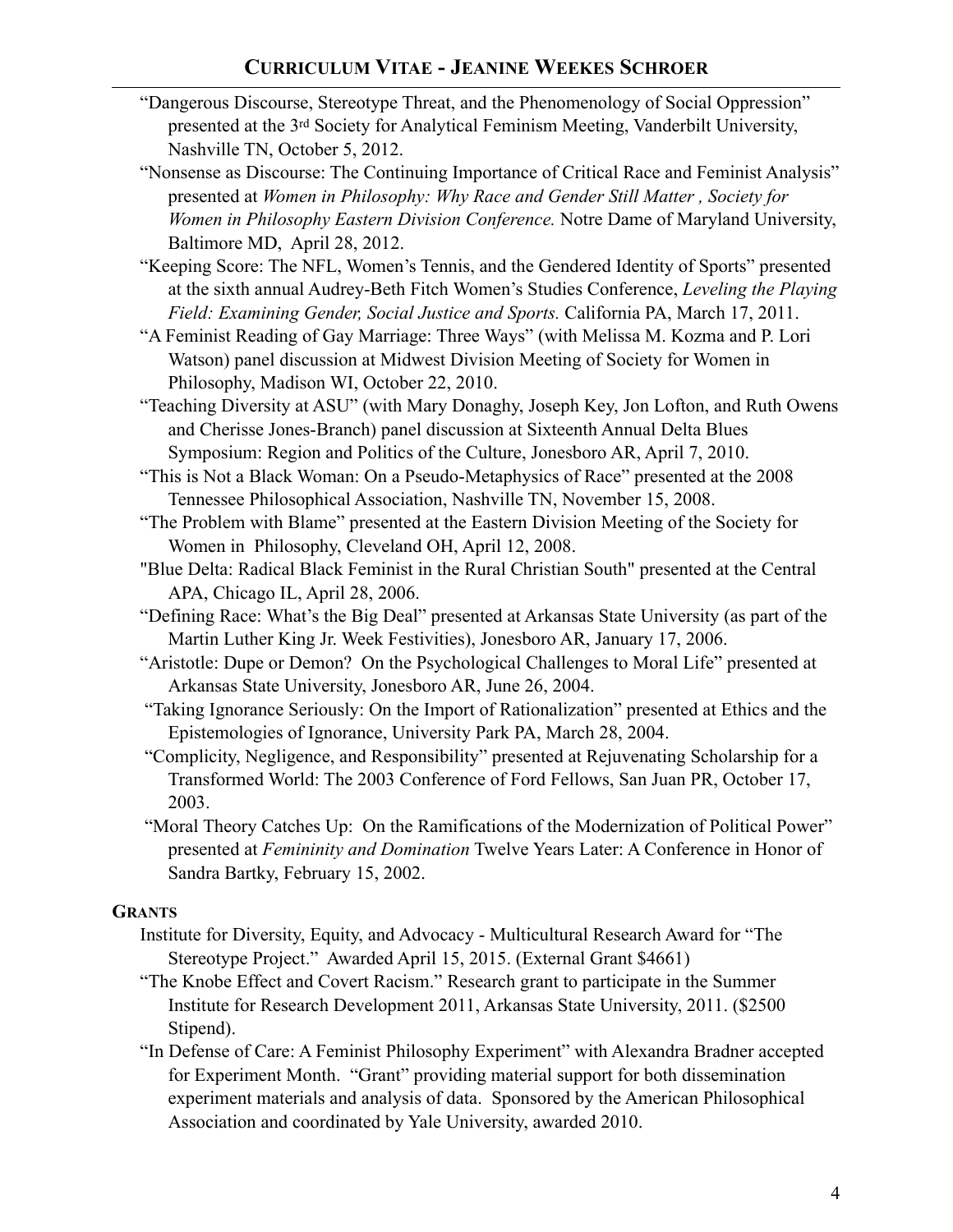"Dangerous Discourse, Stereotype Threat, and the Phenomenology of Social Oppression" presented at the 3rd Society for Analytical Feminism Meeting, Vanderbilt University, Nashville TN, October 5, 2012.

"Nonsense as Discourse: The Continuing Importance of Critical Race and Feminist Analysis" presented at *Women in Philosophy: Why Race and Gender Still Matter , Society for Women in Philosophy Eastern Division Conference.* Notre Dame of Maryland University, Baltimore MD, April 28, 2012.

"Keeping Score: The NFL, Women's Tennis, and the Gendered Identity of Sports" presented at the sixth annual Audrey-Beth Fitch Women's Studies Conference, *Leveling the Playing Field: Examining Gender, Social Justice and Sports.* California PA, March 17, 2011.

"A Feminist Reading of Gay Marriage: Three Ways" (with Melissa M. Kozma and P. Lori Watson) panel discussion at Midwest Division Meeting of Society for Women in Philosophy, Madison WI, October 22, 2010.

"Teaching Diversity at ASU" (with Mary Donaghy, Joseph Key, Jon Lofton, and Ruth Owens and Cherisse Jones-Branch) panel discussion at Sixteenth Annual Delta Blues Symposium: Region and Politics of the Culture, Jonesboro AR, April 7, 2010.

"This is Not a Black Woman: On a Pseudo-Metaphysics of Race" presented at the 2008 Tennessee Philosophical Association, Nashville TN, November 15, 2008.

"The Problem with Blame" presented at the Eastern Division Meeting of the Society for Women in Philosophy, Cleveland OH, April 12, 2008.

"Blue Delta: Radical Black Feminist in the Rural Christian South" presented at the Central APA, Chicago IL, April 28, 2006.

"Defining Race: What's the Big Deal" presented at Arkansas State University (as part of the Martin Luther King Jr. Week Festivities), Jonesboro AR, January 17, 2006.

"Aristotle: Dupe or Demon? On the Psychological Challenges to Moral Life" presented at Arkansas State University, Jonesboro AR, June 26, 2004.

"Taking Ignorance Seriously: On the Import of Rationalization" presented at Ethics and the Epistemologies of Ignorance, University Park PA, March 28, 2004.

"Complicity, Negligence, and Responsibility" presented at Rejuvenating Scholarship for a Transformed World: The 2003 Conference of Ford Fellows, San Juan PR, October 17, 2003.

"Moral Theory Catches Up: On the Ramifications of the Modernization of Political Power" presented at *Femininity and Domination* Twelve Years Later: A Conference in Honor of Sandra Bartky, February 15, 2002.

## GRANTS

Institute for Diversity, Equity, and Advocacy - Multicultural Research Award for "The Stereotype Project." Awarded April 15, 2015. (External Grant $4661)

"The Knobe Effect and Covert Racism." Research grant to participate in the Summer Institute for Research Development 2011, Arkansas State University, 2011. ($2500 Stipend).

"In Defense of Care: A Feminist Philosophy Experiment" with Alexandra Bradner accepted for Experiment Month. "Grant" providing material support for both dissemination experiment materials and analysis of data. Sponsored by the American Philosophical Association and coordinated by Yale University, awarded 2010.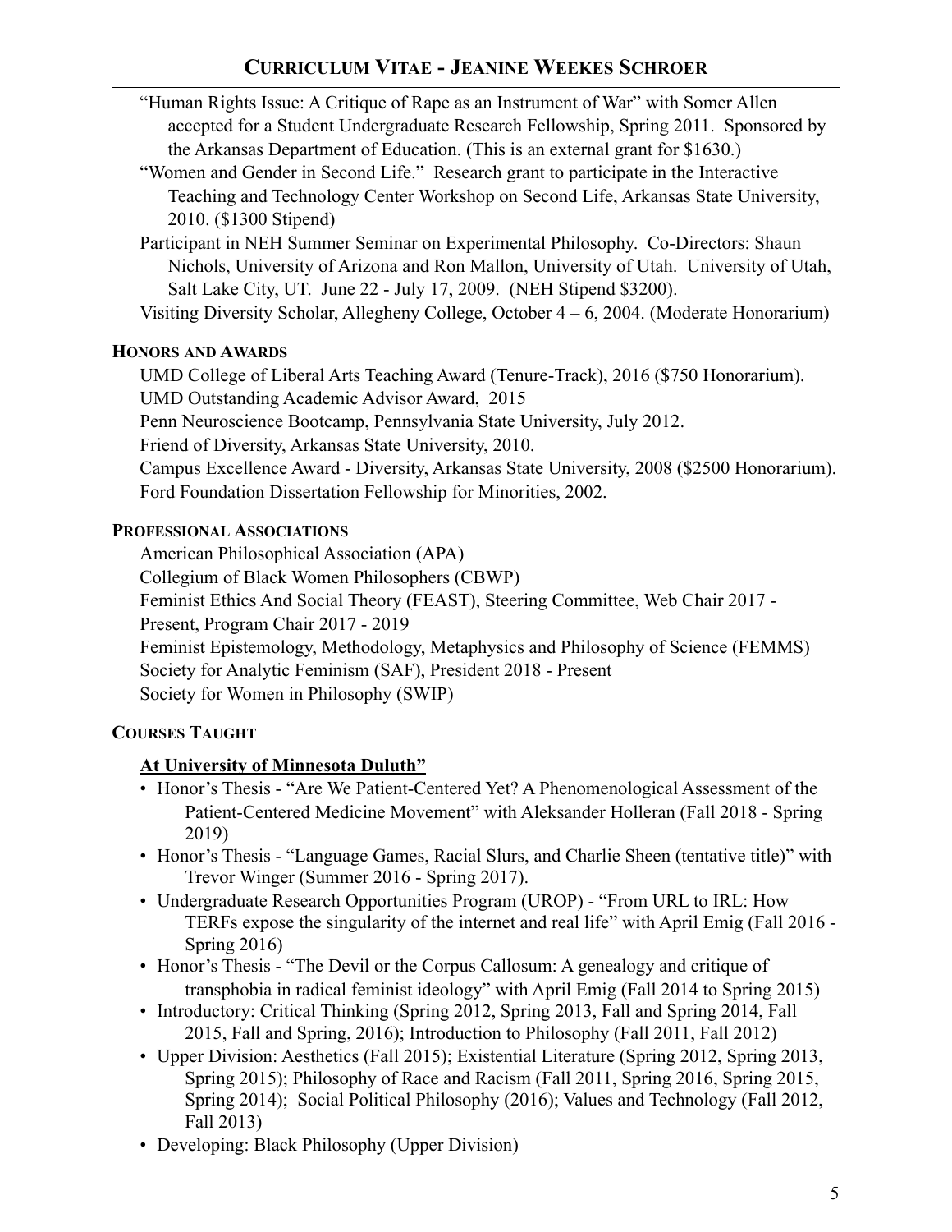"Human Rights Issue: A Critique of Rape as an Instrument of War" with Somer Allen accepted for a Student Undergraduate Research Fellowship, Spring 2011. Sponsored by the Arkansas Department of Education. (This is an external grant for $1630.)

"Women and Gender in Second Life." Research grant to participate in the Interactive Teaching and Technology Center Workshop on Second Life, Arkansas State University, 2010. ($1300 Stipend)

Participant in NEH Summer Seminar on Experimental Philosophy. Co-Directors: Shaun Nichols, University of Arizona and Ron Mallon, University of Utah. University of Utah, Salt Lake City, UT. June 22 - July 17, 2009. (NEH Stipend $3200).

Visiting Diversity Scholar, Allegheny College, October 4 – 6, 2004. (Moderate Honorarium)

### Honors and Awards

UMD College of Liberal Arts Teaching Award (Tenure-Track), 2016 ($750 Honorarium).

UMD Outstanding Academic Advisor Award, 2015

Penn Neuroscience Bootcamp, Pennsylvania State University, July 2012.

Friend of Diversity, Arkansas State University, 2010.

Campus Excellence Award - Diversity, Arkansas State University, 2008 ($2500 Honorarium).

Ford Foundation Dissertation Fellowship for Minorities, 2002.

### Professional Associations

American Philosophical Association (APA)

Collegium of Black Women Philosophers (CBWP)

Feminist Ethics And Social Theory (FEAST), Steering Committee, Web Chair 2017 - Present, Program Chair 2017 - 2019

Feminist Epistemology, Methodology, Metaphysics and Philosophy of Science (FEMMS)

Society for Analytic Feminism (SAF), President 2018 - Present

Society for Women in Philosophy (SWIP)

### Courses Taught

**At University of Minnesota Duluth"**

- Honor's Thesis - "Are We Patient-Centered Yet? A Phenomenological Assessment of the Patient-Centered Medicine Movement" with Aleksander Holleran (Fall 2018 - Spring 2019)
- Honor's Thesis - "Language Games, Racial Slurs, and Charlie Sheen (tentative title)" with Trevor Winger (Summer 2016 - Spring 2017).
- Undergraduate Research Opportunities Program (UROP) - "From URL to IRL: How TERFs expose the singularity of the internet and real life" with April Emig (Fall 2016 - Spring 2016)
- Honor's Thesis - "The Devil or the Corpus Callosum: A genealogy and critique of transphobia in radical feminist ideology" with April Emig (Fall 2014 to Spring 2015)
- Introductory: Critical Thinking (Spring 2012, Spring 2013, Fall and Spring 2014, Fall 2015, Fall and Spring, 2016); Introduction to Philosophy (Fall 2011, Fall 2012)
- Upper Division: Aesthetics (Fall 2015); Existential Literature (Spring 2012, Spring 2013, Spring 2015); Philosophy of Race and Racism (Fall 2011, Spring 2016, Spring 2015, Spring 2014); Social Political Philosophy (2016); Values and Technology (Fall 2012, Fall 2013)
- Developing: Black Philosophy (Upper Division)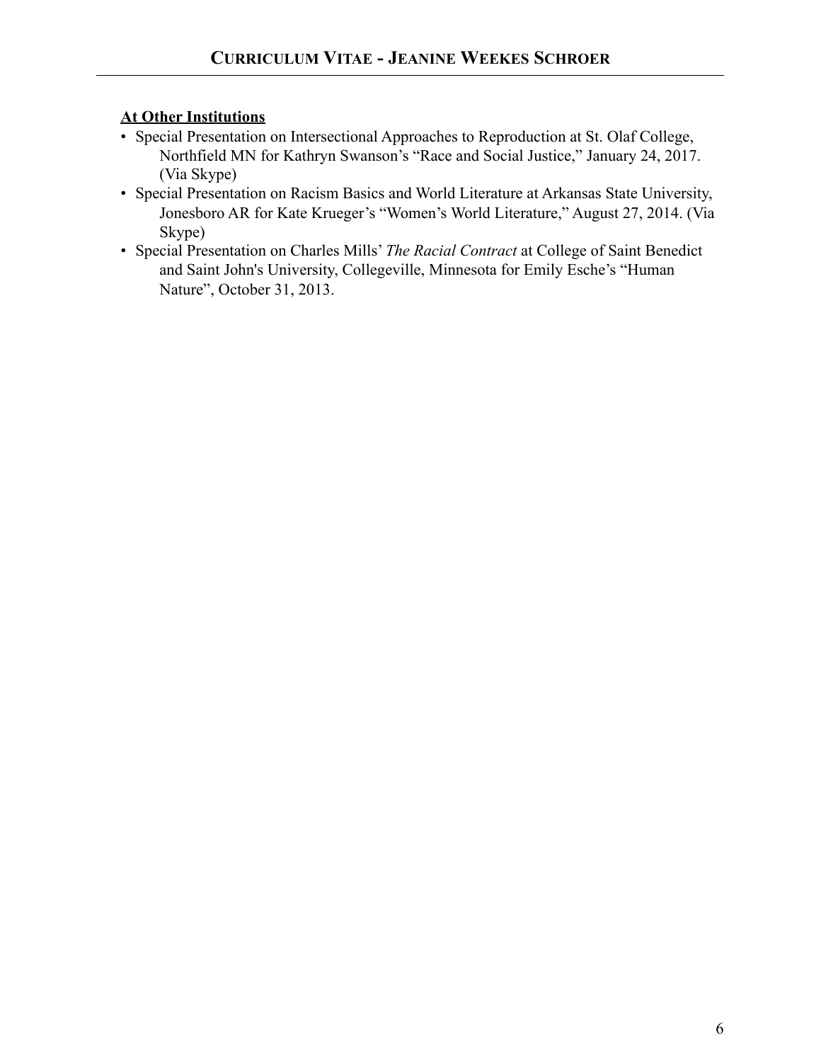**At Other Institutions**

- Special Presentation on Intersectional Approaches to Reproduction at St. Olaf College, Northfield MN for Kathryn Swanson's "Race and Social Justice," January 24, 2017. (Via Skype)
- Special Presentation on Racism Basics and World Literature at Arkansas State University, Jonesboro AR for Kate Krueger's "Women's World Literature," August 27, 2014. (Via Skype)
- Special Presentation on Charles Mills' *The Racial Contract* at College of Saint Benedict and Saint John's University, Collegeville, Minnesota for Emily Esche's "Human Nature", October 31, 2013.